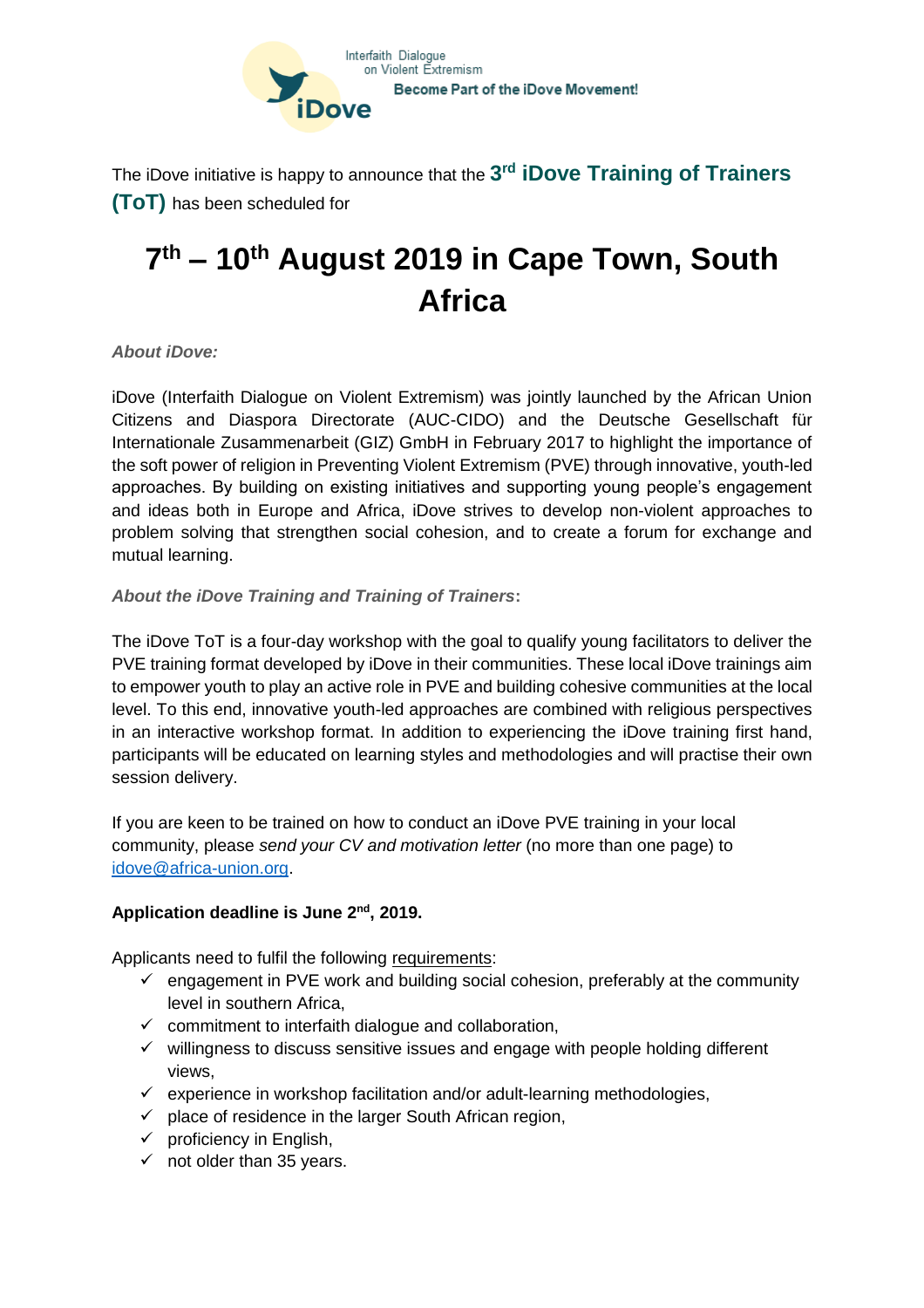Interfaith Dialogue
on Violent Extremism

**iDove**

**Become Part of the iDove Movement!**

The iDove initiative is happy to announce that the **3rd iDove Training of Trainers (ToT)** has been scheduled for

# 7th – 10th August 2019 in Cape Town, South Africa

***About iDove:***

iDove (Interfaith Dialogue on Violent Extremism) was jointly launched by the African Union Citizens and Diaspora Directorate (AUC-CIDO) and the Deutsche Gesellschaft für Internationale Zusammenarbeit (GIZ) GmbH in February 2017 to highlight the importance of the soft power of religion in Preventing Violent Extremism (PVE) through innovative, youth-led approaches. By building on existing initiatives and supporting young people's engagement and ideas both in Europe and Africa, iDove strives to develop non-violent approaches to problem solving that strengthen social cohesion, and to create a forum for exchange and mutual learning.

***About the iDove Training and Training of Trainers*:**

The iDove ToT is a four-day workshop with the goal to qualify young facilitators to deliver the PVE training format developed by iDove in their communities. These local iDove trainings aim to empower youth to play an active role in PVE and building cohesive communities at the local level. To this end, innovative youth-led approaches are combined with religious perspectives in an interactive workshop format. In addition to experiencing the iDove training first hand, participants will be educated on learning styles and methodologies and will practise their own session delivery.

If you are keen to be trained on how to conduct an iDove PVE training in your local community, please *send your CV and motivation letter* (no more than one page) to idove@africa-union.org.

**Application deadline is June 2nd, 2019.**

Applicants need to fulfil the following requirements:

- ✓ engagement in PVE work and building social cohesion, preferably at the community level in southern Africa,
- ✓ commitment to interfaith dialogue and collaboration,
- ✓ willingness to discuss sensitive issues and engage with people holding different views,
- ✓ experience in workshop facilitation and/or adult-learning methodologies,
- ✓ place of residence in the larger South African region,
- ✓ proficiency in English,
- ✓ not older than 35 years.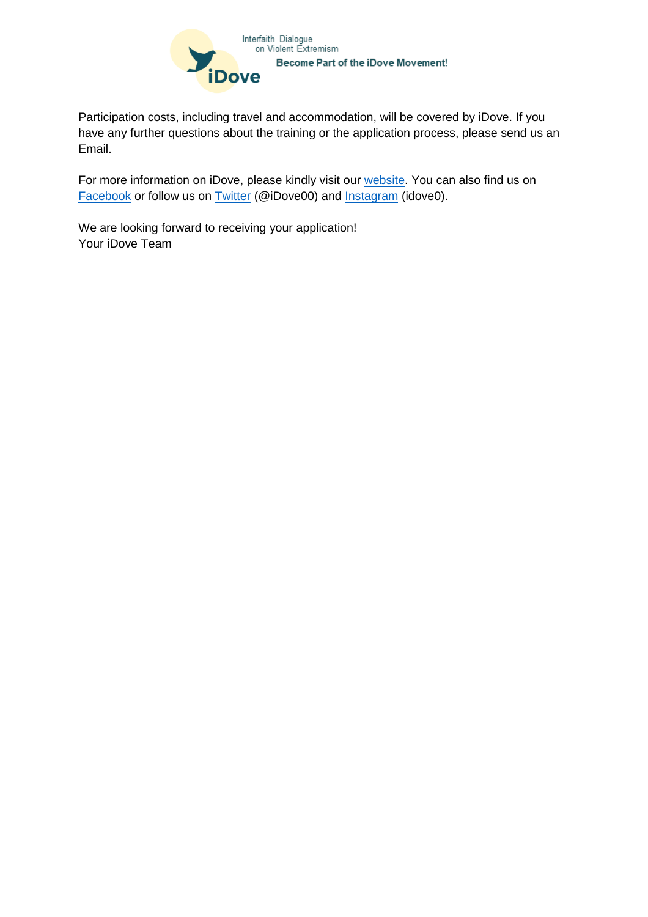Participation costs, including travel and accommodation, will be covered by iDove. If you have any further questions about the training or the application process, please send us an Email.

For more information on iDove, please kindly visit our website. You can also find us on Facebook or follow us on Twitter (@iDove00) and Instagram (idove0).

We are looking forward to receiving your application!
Your iDove Team